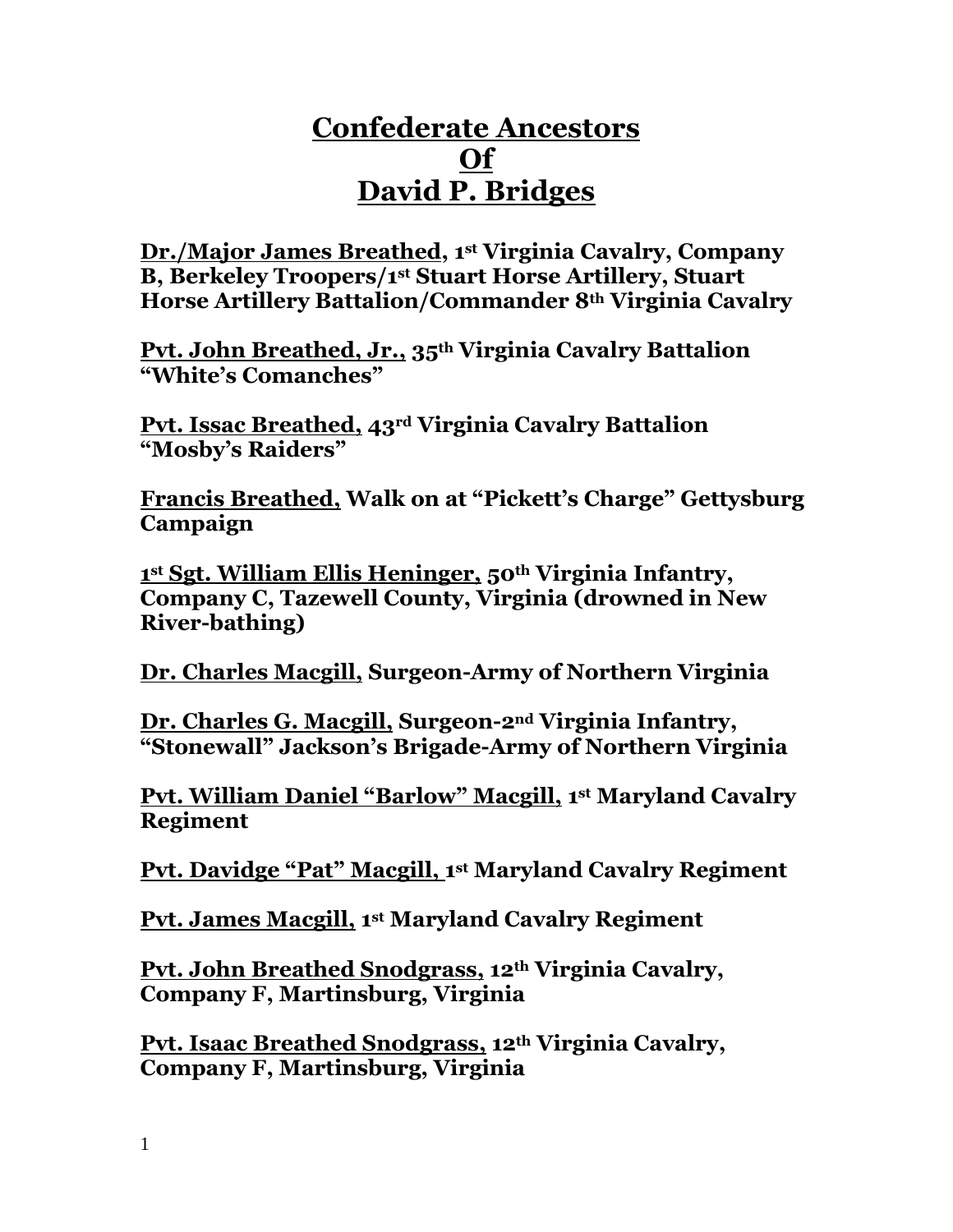# Confederate Ancestors Of David P. Bridges

**Dr./Major James Breathed, 1st Virginia Cavalry, Company B, Berkeley Troopers/1st Stuart Horse Artillery, Stuart Horse Artillery Battalion/Commander 8th Virginia Cavalry**

**Pvt. John Breathed, Jr., 35th Virginia Cavalry Battalion "White's Comanches"**

**Pvt. Issac Breathed, 43rd Virginia Cavalry Battalion "Mosby's Raiders"**

**Francis Breathed, Walk on at "Pickett's Charge" Gettysburg Campaign**

**1st Sgt. William Ellis Heninger, 50th Virginia Infantry, Company C, Tazewell County, Virginia (drowned in New River-bathing)**

**Dr. Charles Macgill, Surgeon-Army of Northern Virginia**

**Dr. Charles G. Macgill, Surgeon-2nd Virginia Infantry, "Stonewall" Jackson's Brigade-Army of Northern Virginia**

**Pvt. William Daniel "Barlow" Macgill, 1st Maryland Cavalry Regiment**

**Pvt. Davidge "Pat" Macgill, 1st Maryland Cavalry Regiment**

**Pvt. James Macgill, 1st Maryland Cavalry Regiment**

**Pvt. John Breathed Snodgrass, 12th Virginia Cavalry, Company F, Martinsburg, Virginia**

**Pvt. Isaac Breathed Snodgrass, 12th Virginia Cavalry, Company F, Martinsburg, Virginia**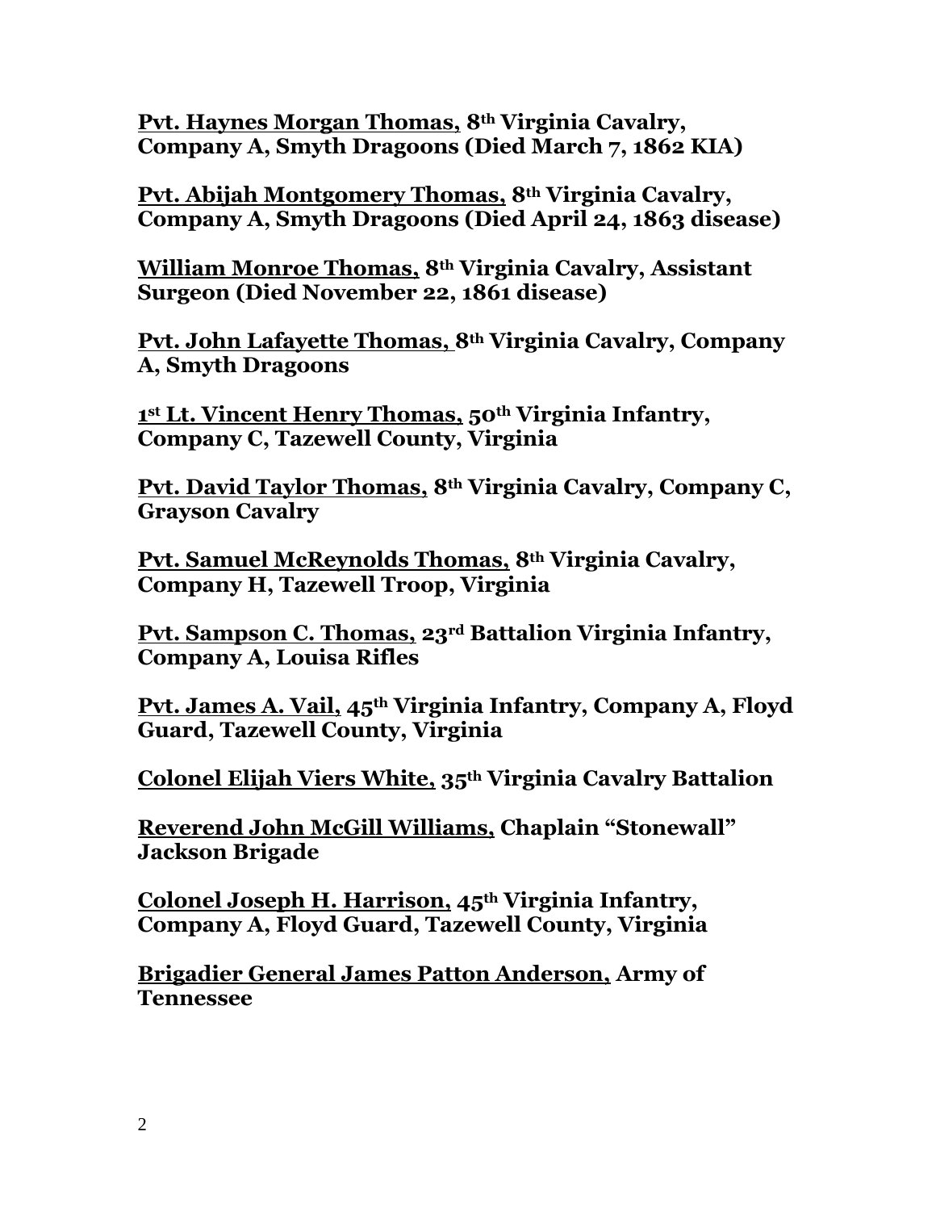**<u>Pvt. Haynes Morgan Thomas,</u> 8th Virginia Cavalry, Company A, Smyth Dragoons (Died March 7, 1862 KIA)**

**<u>Pvt. Abijah Montgomery Thomas,</u> 8th Virginia Cavalry, Company A, Smyth Dragoons (Died April 24, 1863 disease)**

**<u>William Monroe Thomas,</u> 8th Virginia Cavalry, Assistant Surgeon (Died November 22, 1861 disease)**

**<u>Pvt. John Lafayette Thomas,</u> 8th Virginia Cavalry, Company A, Smyth Dragoons**

**<u>1st Lt. Vincent Henry Thomas,</u> 50th Virginia Infantry, Company C, Tazewell County, Virginia**

**<u>Pvt. David Taylor Thomas,</u> 8th Virginia Cavalry, Company C, Grayson Cavalry**

**<u>Pvt. Samuel McReynolds Thomas,</u> 8th Virginia Cavalry, Company H, Tazewell Troop, Virginia**

**<u>Pvt. Sampson C. Thomas,</u> 23rd Battalion Virginia Infantry, Company A, Louisa Rifles**

**<u>Pvt. James A. Vail,</u> 45th Virginia Infantry, Company A, Floyd Guard, Tazewell County, Virginia**

**<u>Colonel Elijah Viers White,</u> 35th Virginia Cavalry Battalion**

**<u>Reverend John McGill Williams,</u> Chaplain "Stonewall" Jackson Brigade**

**<u>Colonel Joseph H. Harrison,</u> 45th Virginia Infantry, Company A, Floyd Guard, Tazewell County, Virginia**

**<u>Brigadier General James Patton Anderson,</u> Army of Tennessee**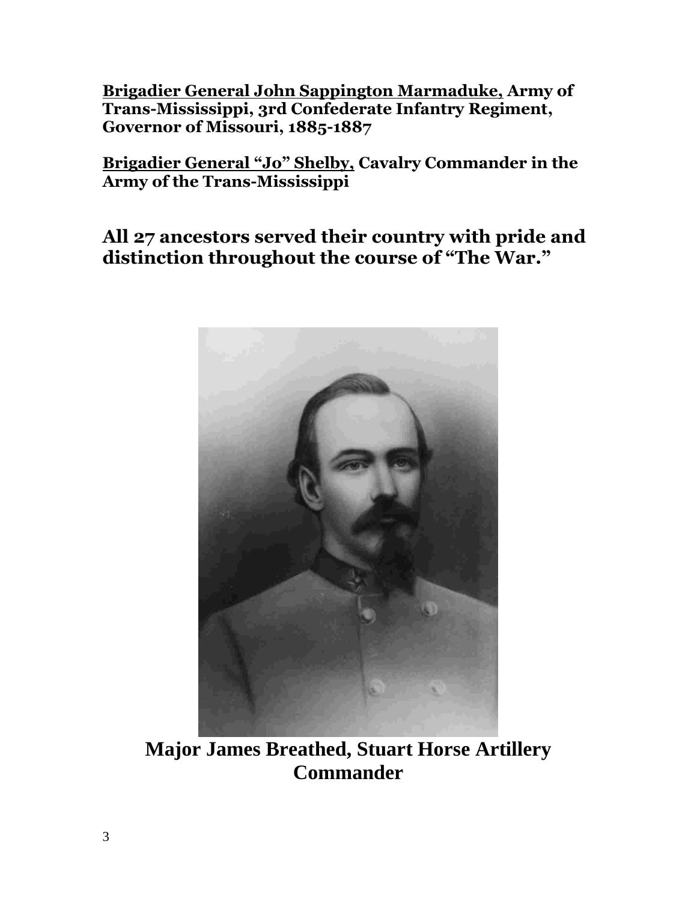**<u>Brigadier General John Sappington Marmaduke,</u> Army of Trans-Mississippi, 3rd Confederate Infantry Regiment, Governor of Missouri, 1885-1887**

**<u>Brigadier General "Jo" Shelby,</u> Cavalry Commander in the Army of the Trans-Mississippi**

## All 27 ancestors served their country with pride and distinction throughout the course of "The War."

**Major James Breathed, Stuart Horse Artillery Commander**